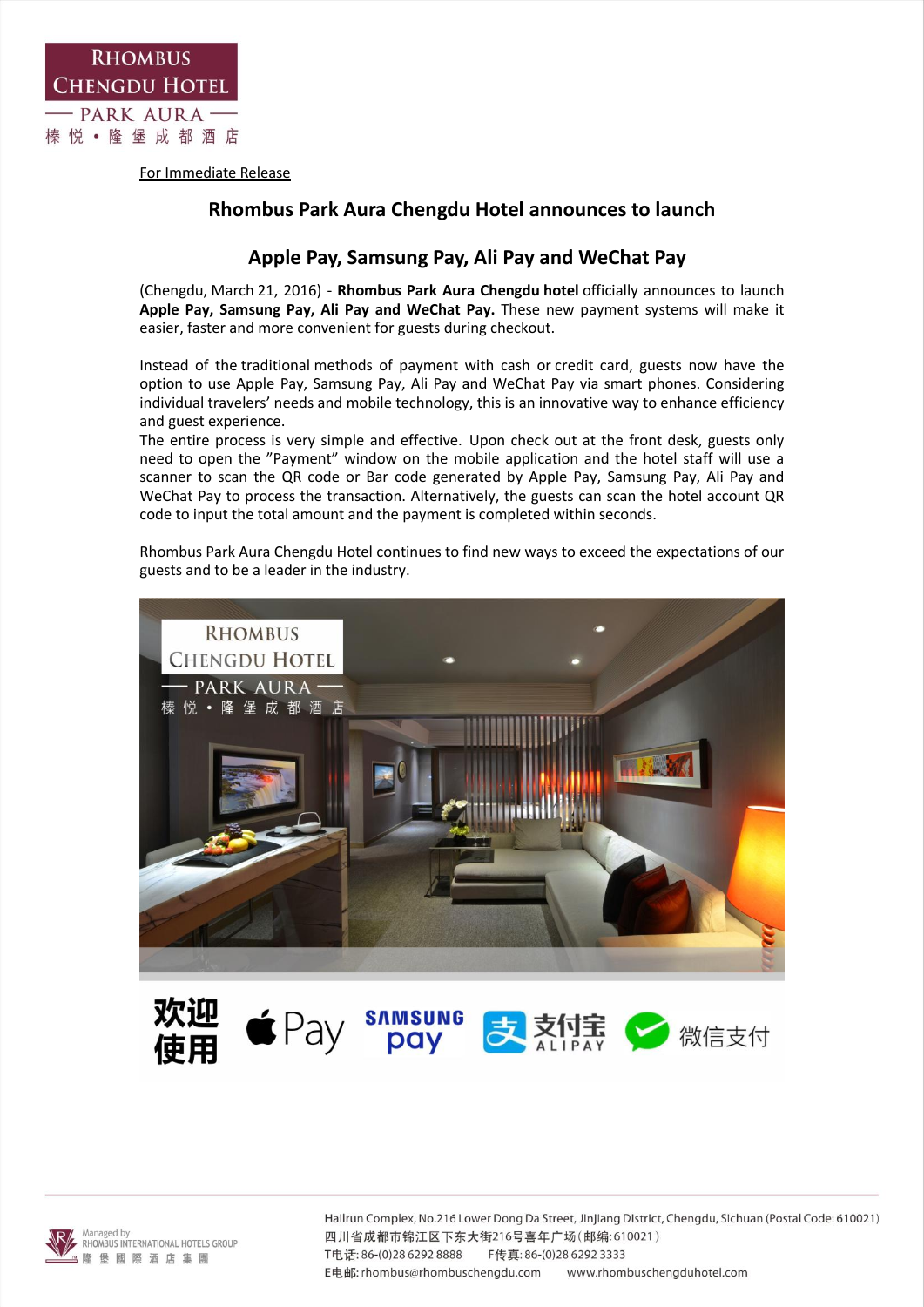RHOMBUS CHENGDU HOTEL
— PARK AURA —
榛悦 • 隆堡成都酒店

For Immediate Release

## Rhombus Park Aura Chengdu Hotel announces to launch

## Apple Pay, Samsung Pay, Ali Pay and WeChat Pay

(Chengdu, March 21, 2016) - **Rhombus Park Aura Chengdu hotel** officially announces to launch **Apple Pay, Samsung Pay, Ali Pay and WeChat Pay.** These new payment systems will make it easier, faster and more convenient for guests during checkout.

Instead of the traditional methods of payment with cash or credit card, guests now have the option to use Apple Pay, Samsung Pay, Ali Pay and WeChat Pay via smart phones. Considering individual travelers' needs and mobile technology, this is an innovative way to enhance efficiency and guest experience.

The entire process is very simple and effective. Upon check out at the front desk, guests only need to open the "Payment" window on the mobile application and the hotel staff will use a scanner to scan the QR code or Bar code generated by Apple Pay, Samsung Pay, Ali Pay and WeChat Pay to process the transaction. Alternatively, the guests can scan the hotel account QR code to input the total amount and the payment is completed within seconds.

Rhombus Park Aura Chengdu Hotel continues to find new ways to exceed the expectations of our guests and to be a leader in the industry.

欢迎使用 Pay SAMSUNG pay 支付宝 ALIPAY 微信支付

Managed by RHOMBUS INTERNATIONAL HOTELS GROUP 隆堡國際酒店集團

Hailrun Complex, No.216 Lower Dong Da Street, Jinjiang District, Chengdu, Sichuan (Postal Code: 610021)
四川省成都市锦江区下东大街216号喜年广场(邮编:610021)
T电话: 86-(0)28 6292 8888 F传真: 86-(0)28 6292 3333
E电邮: rhombus@rhombuschengdu.com www.rhombuschengduhotel.com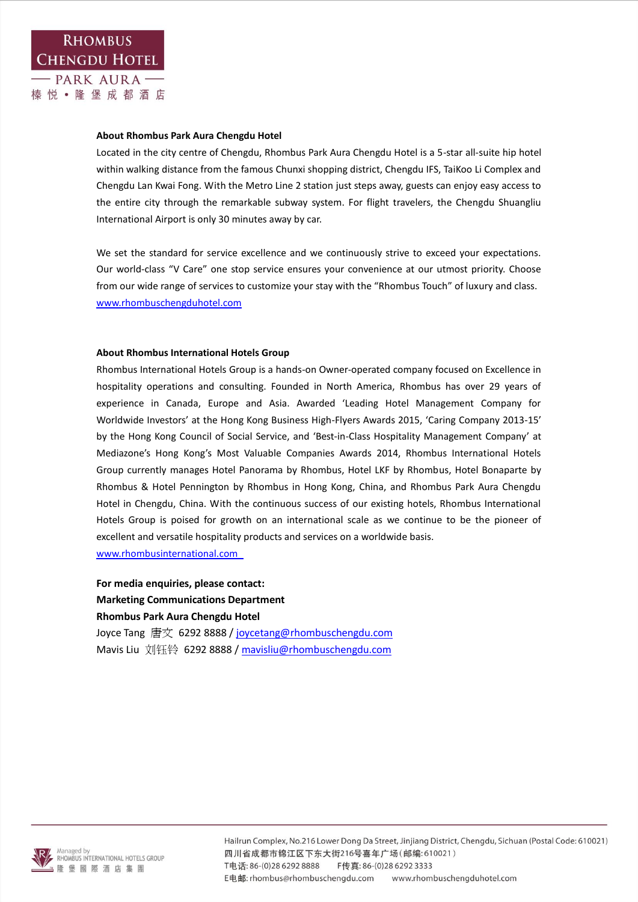RHOMBUS CHENGDU HOTEL

PARK AURA

榛悦 • 隆堡成都酒店

**About Rhombus Park Aura Chengdu Hotel**

Located in the city centre of Chengdu, Rhombus Park Aura Chengdu Hotel is a 5-star all-suite hip hotel within walking distance from the famous Chunxi shopping district, Chengdu IFS, TaiKoo Li Complex and Chengdu Lan Kwai Fong. With the Metro Line 2 station just steps away, guests can enjoy easy access to the entire city through the remarkable subway system. For flight travelers, the Chengdu Shuangliu International Airport is only 30 minutes away by car.

We set the standard for service excellence and we continuously strive to exceed your expectations. Our world-class “V Care” one stop service ensures your convenience at our utmost priority. Choose from our wide range of services to customize your stay with the “Rhombus Touch” of luxury and class.

www.rhombuschengduhotel.com

**About Rhombus International Hotels Group**

Rhombus International Hotels Group is a hands-on Owner-operated company focused on Excellence in hospitality operations and consulting. Founded in North America, Rhombus has over 29 years of experience in Canada, Europe and Asia. Awarded ‘Leading Hotel Management Company for Worldwide Investors’ at the Hong Kong Business High-Flyers Awards 2015, ‘Caring Company 2013-15’ by the Hong Kong Council of Social Service, and ‘Best-in-Class Hospitality Management Company’ at Mediazone’s Hong Kong’s Most Valuable Companies Awards 2014, Rhombus International Hotels Group currently manages Hotel Panorama by Rhombus, Hotel LKF by Rhombus, Hotel Bonaparte by Rhombus & Hotel Pennington by Rhombus in Hong Kong, China, and Rhombus Park Aura Chengdu Hotel in Chengdu, China. With the continuous success of our existing hotels, Rhombus International Hotels Group is poised for growth on an international scale as we continue to be the pioneer of excellent and versatile hospitality products and services on a worldwide basis.

www.rhombusinternational.com

**For media enquiries, please contact:**
**Marketing Communications Department**
**Rhombus Park Aura Chengdu Hotel**

Joyce Tang 唐文 6292 8888 / joycetang@rhombuschengdu.com

Mavis Liu 刘钰铃 6292 8888 / mavisliu@rhombuschengdu.com

Managed by RHOMBUS INTERNATIONAL HOTELS GROUP 隆堡國際酒店集團

Hailrun Complex, No.216 Lower Dong Da Street, Jinjiang District, Chengdu, Sichuan (Postal Code: 610021)

四川省成都市锦江区下东大街216号喜年广场(邮编:610021)

T电话: 86-(0)28 6292 8888 F传真: 86-(0)28 6292 3333

E电邮: rhombus@rhombuschengdu.com www.rhombuschengduhotel.com